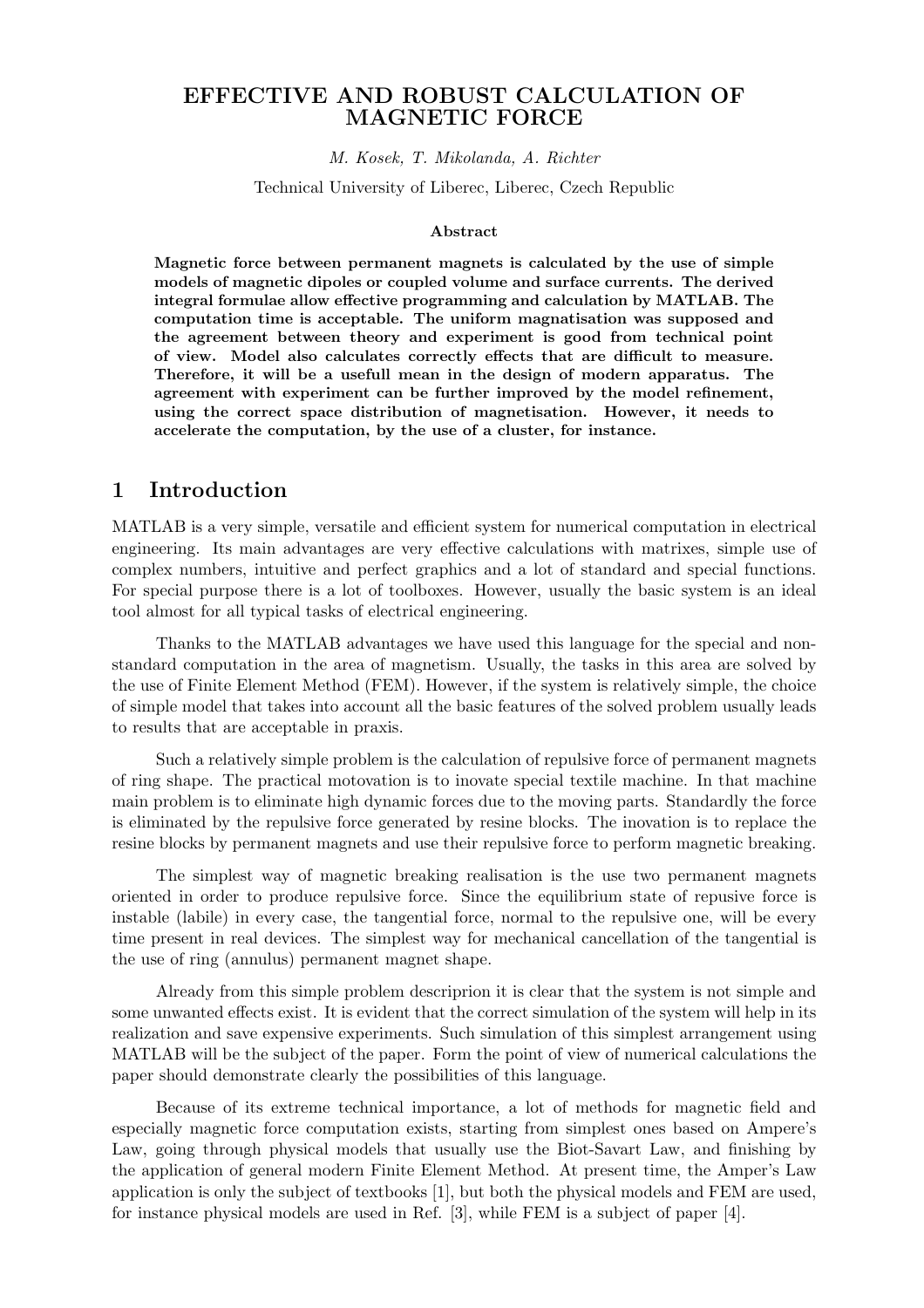# EFFECTIVE AND ROBUST CALCULATION OF MAGNETIC FORCE

*M. Kosek, T. Mikolanda, A. Richter*

Technical University of Liberec, Liberec, Czech Republic

### Abstract

**Magnetic force between permanent magnets is calculated by the use of simple models of magnetic dipoles or coupled volume and surface currents. The derived integral formulae allow effective programming and calculation by MATLAB. The computation time is acceptable. The uniform magnatisation was supposed and the agreement between theory and experiment is good from technical point of view. Model also calculates correctly effects that are difficult to measure. Therefore, it will be a usefull mean in the design of modern apparatus. The agreement with experiment can be further improved by the model refinement, using the correct space distribution of magnetisation. However, it needs to accelerate the computation, by the use of a cluster, for instance.**

## 1 Introduction

MATLAB is a very simple, versatile and efficient system for numerical computation in electrical engineering. Its main advantages are very effective calculations with matrixes, simple use of complex numbers, intuitive and perfect graphics and a lot of standard and special functions. For special purpose there is a lot of toolboxes. However, usually the basic system is an ideal tool almost for all typical tasks of electrical engineering.

Thanks to the MATLAB advantages we have used this language for the special and non-standard computation in the area of magnetism. Usually, the tasks in this area are solved by the use of Finite Element Method (FEM). However, if the system is relatively simple, the choice of simple model that takes into account all the basic features of the solved problem usually leads to results that are acceptable in praxis.

Such a relatively simple problem is the calculation of repulsive force of permanent magnets of ring shape. The practical motovation is to inovate special textile machine. In that machine main problem is to eliminate high dynamic forces due to the moving parts. Standardly the force is eliminated by the repulsive force generated by resine blocks. The inovation is to replace the resine blocks by permanent magnets and use their repulsive force to perform magnetic breaking.

The simplest way of magnetic breaking realisation is the use two permanent magnets oriented in order to produce repulsive force. Since the equilibrium state of repusive force is instable (labile) in every case, the tangential force, normal to the repulsive one, will be every time present in real devices. The simplest way for mechanical cancellation of the tangential is the use of ring (annulus) permanent magnet shape.

Already from this simple problem descriprion it is clear that the system is not simple and some unwanted effects exist. It is evident that the correct simulation of the system will help in its realization and save expensive experiments. Such simulation of this simplest arrangement using MATLAB will be the subject of the paper. Form the point of view of numerical calculations the paper should demonstrate clearly the possibilities of this language.

Because of its extreme technical importance, a lot of methods for magnetic field and especially magnetic force computation exists, starting from simplest ones based on Ampere's Law, going through physical models that usually use the Biot-Savart Law, and finishing by the application of general modern Finite Element Method. At present time, the Amper's Law application is only the subject of textbooks [1], but both the physical models and FEM are used, for instance physical models are used in Ref. [3], while FEM is a subject of paper [4].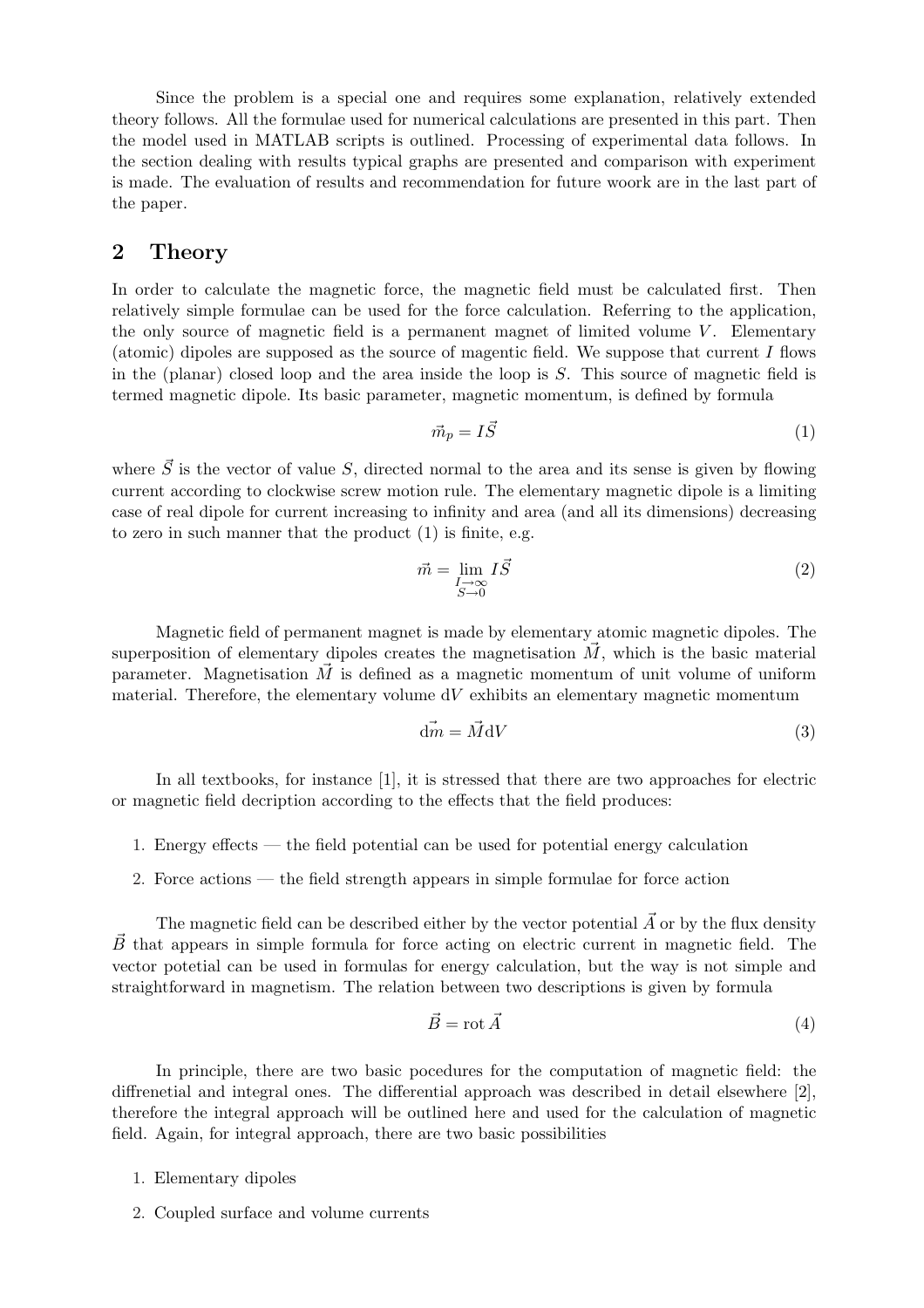Since the problem is a special one and requires some explanation, relatively extended theory follows. All the formulae used for numerical calculations are presented in this part. Then the model used in MATLAB scripts is outlined. Processing of experimental data follows. In the section dealing with results typical graphs are presented and comparison with experiment is made. The evaluation of results and recommendation for future woork are in the last part of the paper.

## 2 Theory

In order to calculate the magnetic force, the magnetic field must be calculated first. Then relatively simple formulae can be used for the force calculation. Referring to the application, the only source of magnetic field is a permanent magnet of limited volume $V$. Elementary (atomic) dipoles are supposed as the source of magentic field. We suppose that current $I$ flows in the (planar) closed loop and the area inside the loop is $S$. This source of magnetic field is termed magnetic dipole. Its basic parameter, magnetic momentum, is defined by formula

$$\vec{m}_p = I\vec{S} \tag{1}$$

where $\vec{S}$ is the vector of value $S$, directed normal to the area and its sense is given by flowing current according to clockwise screw motion rule. The elementary magnetic dipole is a limiting case of real dipole for current increasing to infinity and area (and all its dimensions) decreasing to zero in such manner that the product (1) is finite, e.g.

$$\vec{m} = \lim_{\substack{I \to \infty \\ S \to 0}} I\vec{S} \tag{2}$$

Magnetic field of permanent magnet is made by elementary atomic magnetic dipoles. The superposition of elementary dipoles creates the magnetisation $\vec{M}$, which is the basic material parameter. Magnetisation $\vec{M}$ is defined as a magnetic momentum of unit volume of uniform material. Therefore, the elementary volume d$V$ exhibits an elementary magnetic momentum

$$\mathrm{d}\vec{m} = \vec{M}\mathrm{d}V \tag{3}$$

In all textbooks, for instance [1], it is stressed that there are two approaches for electric or magnetic field decription according to the effects that the field produces:

1. Energy effects — the field potential can be used for potential energy calculation
2. Force actions — the field strength appears in simple formulae for force action

The magnetic field can be described either by the vector potential $\vec{A}$ or by the flux density $\vec{B}$ that appears in simple formula for force acting on electric current in magnetic field. The vector potetial can be used in formulas for energy calculation, but the way is not simple and straightforward in magnetism. The relation between two descriptions is given by formula

$$\vec{B} = \mathrm{rot}\,\vec{A} \tag{4}$$

In principle, there are two basic pocedures for the computation of magnetic field: the diffrenetial and integral ones. The differential approach was described in detail elsewhere [2], therefore the integral approach will be outlined here and used for the calculation of magnetic field. Again, for integral approach, there are two basic possibilities

1. Elementary dipoles
2. Coupled surface and volume currents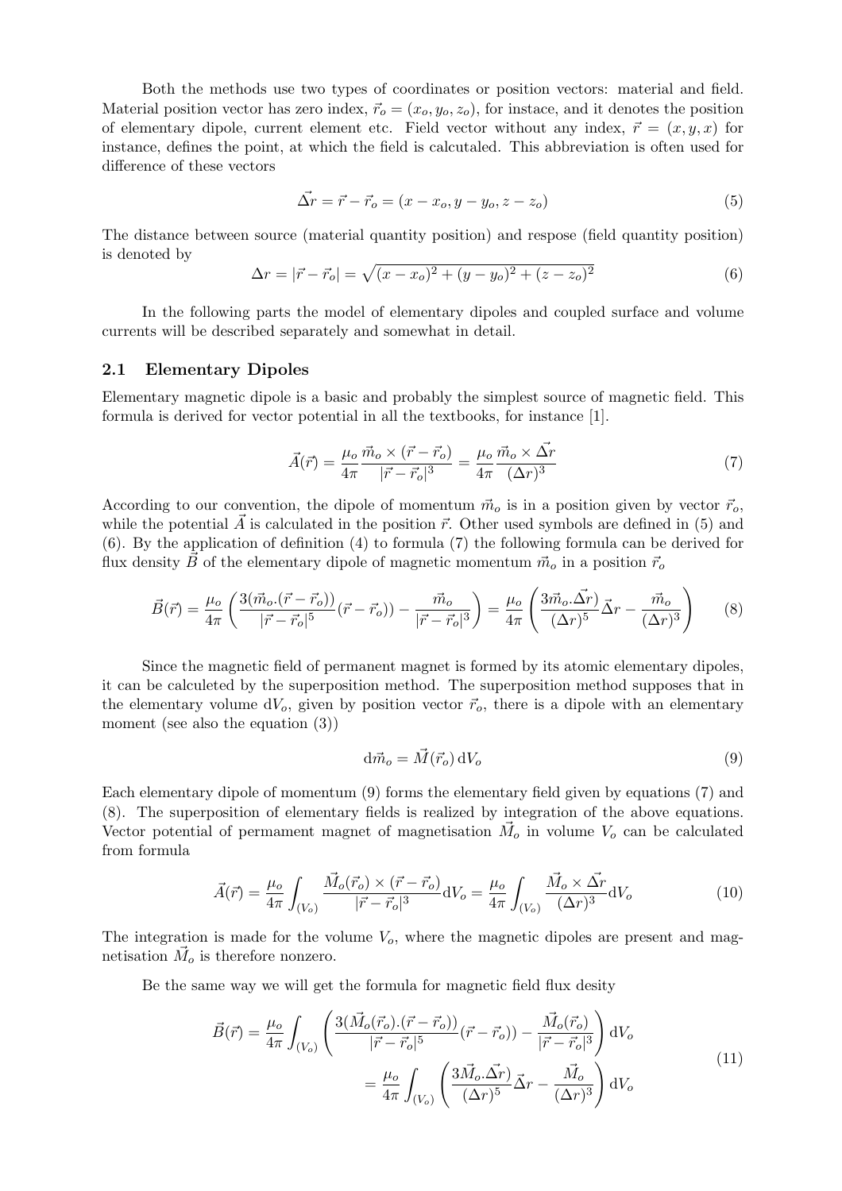Both the methods use two types of coordinates or position vectors: material and field. Material position vector has zero index, $\vec{r}_o = (x_o, y_o, z_o)$, for instace, and it denotes the position of elementary dipole, current element etc. Field vector without any index, $\vec{r} = (x, y, x)$ for instance, defines the point, at which the field is calcutaled. This abbreviation is often used for difference of these vectors

$$\vec{\Delta r} = \vec{r} - \vec{r}_o = (x - x_o, y - y_o, z - z_o) \tag{5}$$

The distance between source (material quantity position) and respose (field quantity position) is denoted by

$$\Delta r = |\vec{r} - \vec{r}_o| = \sqrt{(x - x_o)^2 + (y - y_o)^2 + (z - z_o)^2} \tag{6}$$

In the following parts the model of elementary dipoles and coupled surface and volume currents will be described separately and somewhat in detail.

### 2.1 Elementary Dipoles

Elementary magnetic dipole is a basic and probably the simplest source of magnetic field. This formula is derived for vector potential in all the textbooks, for instance [1].

$$\vec{A}(\vec{r}) = \frac{\mu_o}{4\pi} \frac{\vec{m}_o \times (\vec{r} - \vec{r}_o)}{|\vec{r} - \vec{r}_o|^3} = \frac{\mu_o}{4\pi} \frac{\vec{m}_o \times \vec{\Delta r}}{(\Delta r)^3} \tag{7}$$

According to our convention, the dipole of momentum $\vec{m}_o$ is in a position given by vector $\vec{r}_o$, while the potential $\vec{A}$ is calculated in the position $\vec{r}$. Other used symbols are defined in (5) and (6). By the application of definition (4) to formula (7) the following formula can be derived for flux density $\vec{B}$ of the elementary dipole of magnetic momentum $\vec{m}_o$ in a position $\vec{r}_o$

$$\vec{B}(\vec{r}) = \frac{\mu_o}{4\pi} \left( \frac{3(\vec{m}_o.(\vec{r} - \vec{r}_o))}{|\vec{r} - \vec{r}_o|^5} (\vec{r} - \vec{r}_o)) - \frac{\vec{m}_o}{|\vec{r} - \vec{r}_o|^3} \right) = \frac{\mu_o}{4\pi} \left( \frac{3\vec{m}_o.\vec{\Delta r})}{(\Delta r)^5} \vec{\Delta r} - \frac{\vec{m}_o}{(\Delta r)^3} \right) \tag{8}$$

Since the magnetic field of permanent magnet is formed by its atomic elementary dipoles, it can be calculeted by the superposition method. The superposition method supposes that in the elementary volume $\mathrm{d}V_o$, given by position vector $\vec{r}_o$, there is a dipole with an elementary moment (see also the equation (3))

$$\mathrm{d}\vec{m}_o = \vec{M}(\vec{r}_o)\,\mathrm{d}V_o \tag{9}$$

Each elementary dipole of momentum (9) forms the elementary field given by equations (7) and (8). The superposition of elementary fields is realized by integration of the above equations. Vector potential of permament magnet of magnetisation $\vec{M}_o$ in volume $V_o$ can be calculated from formula

$$\vec{A}(\vec{r}) = \frac{\mu_o}{4\pi} \int_{(V_o)} \frac{\vec{M}_o(\vec{r}_o) \times (\vec{r} - \vec{r}_o)}{|\vec{r} - \vec{r}_o|^3} \mathrm{d}V_o = \frac{\mu_o}{4\pi} \int_{(V_o)} \frac{\vec{M}_o \times \vec{\Delta r}}{(\Delta r)^3} \mathrm{d}V_o \tag{10}$$

The integration is made for the volume $V_o$, where the magnetic dipoles are present and magnetisation $\vec{M}_o$ is therefore nonzero.

Be the same way we will get the formula for magnetic field flux desity

$$\begin{aligned} \vec{B}(\vec{r}) &= \frac{\mu_o}{4\pi} \int_{(V_o)} \left( \frac{3(\vec{M}_o(\vec{r}_o).(\vec{r} - \vec{r}_o))}{|\vec{r} - \vec{r}_o|^5} (\vec{r} - \vec{r}_o)) - \frac{\vec{M}_o(\vec{r}_o)}{|\vec{r} - \vec{r}_o|^3} \right) \mathrm{d}V_o \\ &= \frac{\mu_o}{4\pi} \int_{(V_o)} \left( \frac{3\vec{M}_o.\vec{\Delta r})}{(\Delta r)^5} \vec{\Delta r} - \frac{\vec{M}_o}{(\Delta r)^3} \right) \mathrm{d}V_o \end{aligned} \tag{11}$$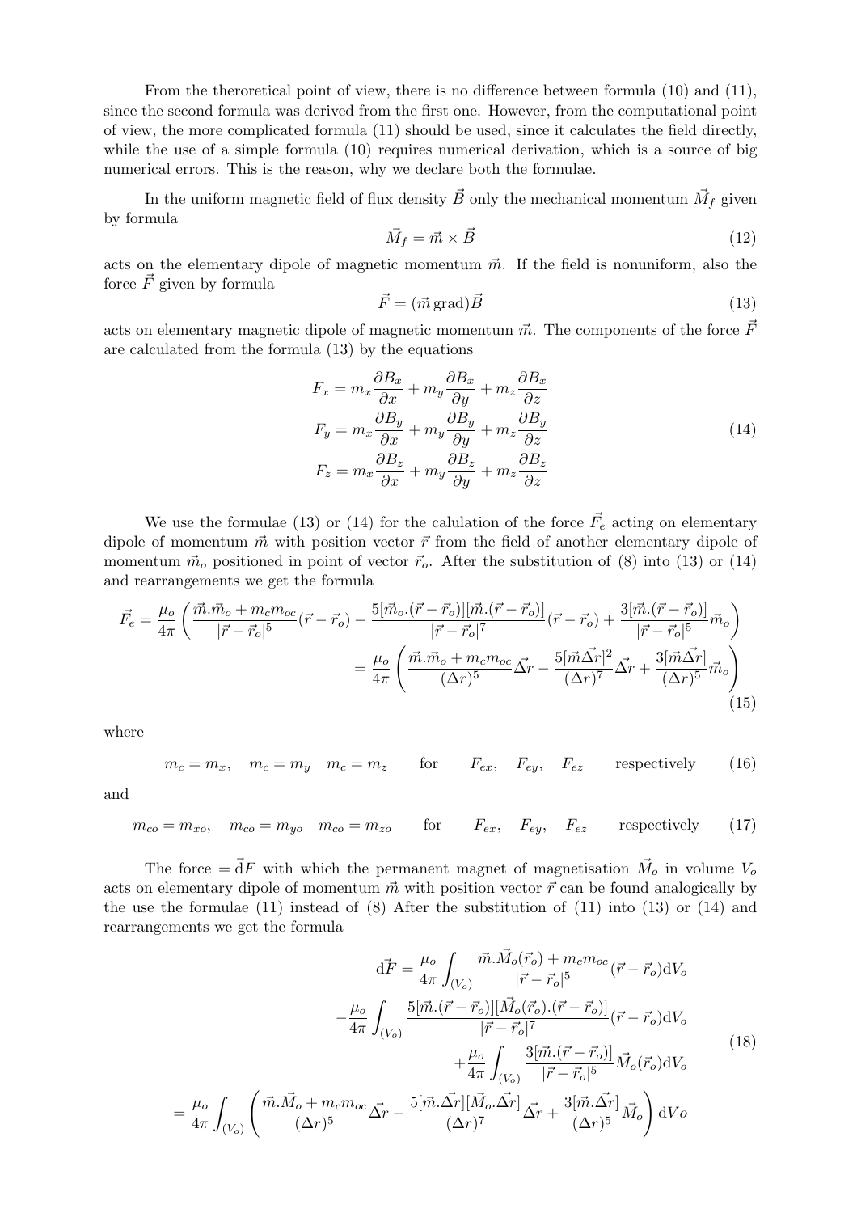From the theroretical point of view, there is no difference between formula (10) and (11), since the second formula was derived from the first one. However, from the computational point of view, the more complicated formula (11) should be used, since it calculates the field directly, while the use of a simple formula (10) requires numerical derivation, which is a source of big numerical errors. This is the reason, why we declare both the formulae.

In the uniform magnetic field of flux density $\vec{B}$ only the mechanical momentum $\vec{M}_f$ given by formula

$$\vec{M}_f = \vec{m} \times \vec{B} \tag{12}$$

acts on the elementary dipole of magnetic momentum $\vec{m}$. If the field is nonuniform, also the force $\vec{F}$ given by formula

$$\vec{F} = (\vec{m}\,\mathrm{grad})\vec{B} \tag{13}$$

acts on elementary magnetic dipole of magnetic momentum $\vec{m}$. The components of the force $\vec{F}$ are calculated from the formula (13) by the equations

$$\begin{aligned} F_x &= m_x\frac{\partial B_x}{\partial x} + m_y\frac{\partial B_x}{\partial y} + m_z\frac{\partial B_x}{\partial z} \\ F_y &= m_x\frac{\partial B_y}{\partial x} + m_y\frac{\partial B_y}{\partial y} + m_z\frac{\partial B_y}{\partial z} \\ F_z &= m_x\frac{\partial B_z}{\partial x} + m_y\frac{\partial B_z}{\partial y} + m_z\frac{\partial B_z}{\partial z} \end{aligned} \tag{14}$$

We use the formulae (13) or (14) for the calulation of the force $\vec{F_e}$ acting on elementary dipole of momentum $\vec{m}$ with position vector $\vec{r}$ from the field of another elementary dipole of momentum $\vec{m}_o$ positioned in point of vector $\vec{r}_o$. After the substitution of (8) into (13) or (14) and rearrangements we get the formula

$$\begin{aligned} \vec{F_e} &= \frac{\mu_o}{4\pi}\left(\frac{\vec{m}.\vec{m}_o + m_c m_{oc}}{|\vec{r}-\vec{r}_o|^5}(\vec{r}-\vec{r}_o) - \frac{5[\vec{m}_o.(\vec{r}-\vec{r}_o)][\vec{m}.(\vec{r}-\vec{r}_o)]}{|\vec{r}-\vec{r}_o|^7}(\vec{r}-\vec{r}_o) + \frac{3[\vec{m}.(\vec{r}-\vec{r}_o)]}{|\vec{r}-\vec{r}_o|^5}\vec{m}_o\right) \\ &= \frac{\mu_o}{4\pi}\left(\frac{\vec{m}.\vec{m}_o + m_c m_{oc}}{(\Delta r)^5}\vec{\Delta r} - \frac{5[\vec{m}\vec{\Delta r}]^2}{(\Delta r)^7}\vec{\Delta r} + \frac{3[\vec{m}\vec{\Delta r}]}{(\Delta r)^5}\vec{m}_o\right) \end{aligned} \tag{15}$$

where

$$m_c = m_x, \quad m_c = m_y \quad m_c = m_z \qquad \text{for} \qquad F_{ex}, \quad F_{ey}, \quad F_{ez} \qquad \text{respectively} \tag{16}$$

and

$$m_{co} = m_{xo}, \quad m_{co} = m_{yo} \quad m_{co} = m_{zo} \qquad \text{for} \qquad F_{ex}, \quad F_{ey}, \quad F_{ez} \qquad \text{respectively} \tag{17}$$

The force $=\vec{\mathrm{d}}F$ with which the permanent magnet of magnetisation $\vec{M}_o$ in volume $V_o$ acts on elementary dipole of momentum $\vec{m}$ with position vector $\vec{r}$ can be found analogically by the use the formulae (11) instead of (8) After the substitution of (11) into (13) or (14) and rearrangements we get the formula

$$\begin{aligned} \mathrm{d}\vec{F} = \frac{\mu_o}{4\pi}\int_{(V_o)} &\frac{\vec{m}.\vec{M}_o(\vec{r}_o) + m_c m_{oc}}{|\vec{r}-\vec{r}_o|^5}(\vec{r}-\vec{r}_o)\mathrm{d}V_o \\ -\frac{\mu_o}{4\pi}\int_{(V_o)} &\frac{5[\vec{m}.(\vec{r}-\vec{r}_o)][\vec{M}_o(\vec{r}_o).(\vec{r}-\vec{r}_o)]}{|\vec{r}-\vec{r}_o|^7}(\vec{r}-\vec{r}_o)\mathrm{d}V_o \\ +\frac{\mu_o}{4\pi}\int_{(V_o)} &\frac{3[\vec{m}.(\vec{r}-\vec{r}_o)]}{|\vec{r}-\vec{r}_o|^5}\vec{M}_o(\vec{r}_o)\mathrm{d}V_o \\ = \frac{\mu_o}{4\pi}\int_{(V_o)} &\left(\frac{\vec{m}.\vec{M}_o + m_c m_{oc}}{(\Delta r)^5}\vec{\Delta r} - \frac{5[\vec{m}.\vec{\Delta r}][\vec{M}_o.\vec{\Delta r}]}{(\Delta r)^7}\vec{\Delta r} + \frac{3[\vec{m}.\vec{\Delta r}]}{(\Delta r)^5}\vec{M}_o\right)\mathrm{d}Vo \end{aligned} \tag{18}$$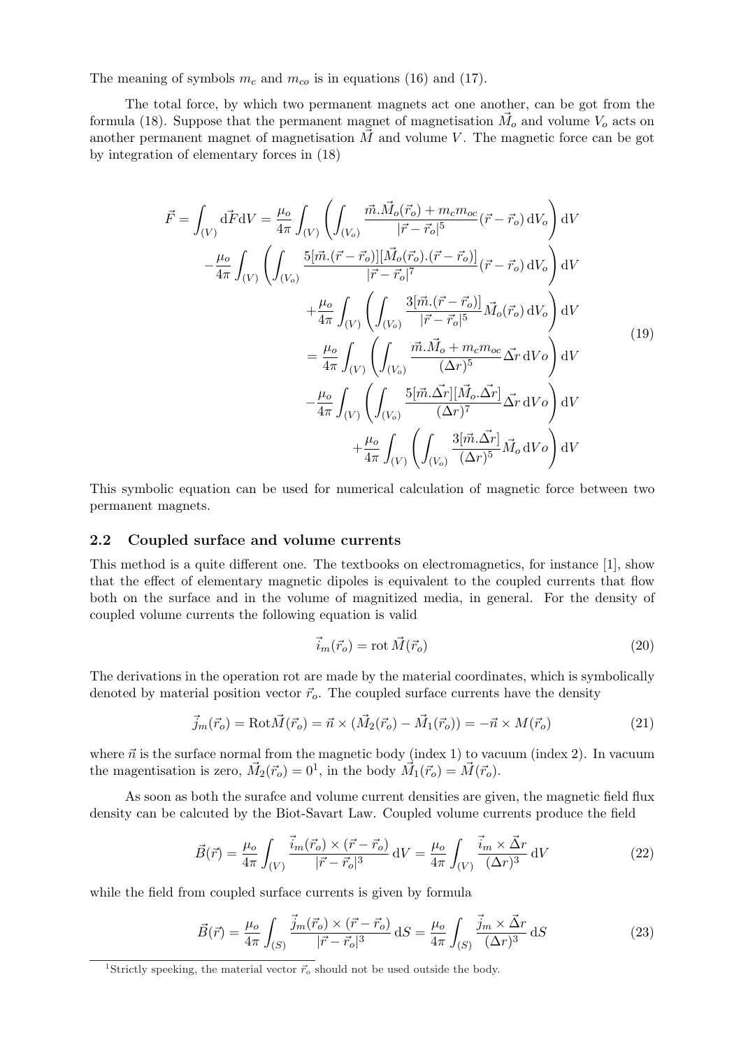The meaning of symbols $m_c$ and $m_{co}$ is in equations (16) and (17).

The total force, by which two permanent magnets act one another, can be got from the formula (18). Suppose that the permanent magnet of magnetisation $\vec{M}_o$ and volume $V_o$ acts on another permanent magnet of magnetisation $\vec{M}$ and volume $V$. The magnetic force can be got by integration of elementary forces in (18)

$$
\begin{aligned}
\vec{F} = \int_{(V)} \mathrm{d}\vec{F}\mathrm{d}V = \frac{\mu_o}{4\pi}\int_{(V)}\left(\int_{(V_o)} \frac{\vec{m}.\vec{M}_o(\vec{r}_o) + m_c m_{oc}}{|\vec{r}-\vec{r}_o|^5}(\vec{r}-\vec{r}_o)\,\mathrm{d}V_o\right)\mathrm{d}V \\
-\frac{\mu_o}{4\pi}\int_{(V)}\left(\int_{(V_o)} \frac{5[\vec{m}.(\vec{r}-\vec{r}_o)][\vec{M}_o(\vec{r}_o).(\vec{r}-\vec{r}_o)]}{|\vec{r}-\vec{r}_o|^7}(\vec{r}-\vec{r}_o)\,\mathrm{d}V_o\right)\mathrm{d}V \\
+\frac{\mu_o}{4\pi}\int_{(V)}\left(\int_{(V_o)} \frac{3[\vec{m}.(\vec{r}-\vec{r}_o)]}{|\vec{r}-\vec{r}_o|^5}\vec{M}_o(\vec{r}_o)\,\mathrm{d}V_o\right)\mathrm{d}V \\
= \frac{\mu_o}{4\pi}\int_{(V)}\left(\int_{(V_o)} \frac{\vec{m}.\vec{M}_o + m_c m_{oc}}{(\Delta r)^5}\vec{\Delta r}\,\mathrm{d}Vo\right)\mathrm{d}V \\
-\frac{\mu_o}{4\pi}\int_{(V)}\left(\int_{(V_o)} \frac{5[\vec{m}.\vec{\Delta r}][\vec{M}_o.\vec{\Delta r}]}{(\Delta r)^7}\vec{\Delta r}\,\mathrm{d}Vo\right)\mathrm{d}V \\
+\frac{\mu_o}{4\pi}\int_{(V)}\left(\int_{(V_o)} \frac{3[\vec{m}.\vec{\Delta r}]}{(\Delta r)^5}\vec{M}_o\,\mathrm{d}Vo\right)\mathrm{d}V
\end{aligned}
\tag{19}
$$

This symbolic equation can be used for numerical calculation of magnetic force between two permanent magnets.

## 2.2 Coupled surface and volume currents

This method is a quite different one. The textbooks on electromagnetics, for instance [1], show that the effect of elementary magnetic dipoles is equivalent to the coupled currents that flow both on the surface and in the volume of magnitized media, in general. For the density of coupled volume currents the following equation is valid

$$\vec{i}_m(\vec{r}_o) = \mathrm{rot}\,\vec{M}(\vec{r}_o) \tag{20}$$

The derivations in the operation rot are made by the material coordinates, which is symbolically denoted by material position vector $\vec{r}_o$. The coupled surface currents have the density

$$\vec{j}_m(\vec{r}_o) = \mathrm{Rot}\vec{M}(\vec{r}_o) = \vec{n}\times(\vec{M}_2(\vec{r}_o) - \vec{M}_1(\vec{r}_o)) = -\vec{n}\times M(\vec{r}_o) \tag{21}$$

where $\vec{n}$ is the surface normal from the magnetic body (index 1) to vacuum (index 2). In vacuum the magentisation is zero, $\vec{M}_2(\vec{r}_o) = 0$[1], in the body $\vec{M}_1(\vec{r}_o) = \vec{M}(\vec{r}_o)$.

As soon as both the surafce and volume current densities are given, the magnetic field flux density can be calcuted by the Biot-Savart Law. Coupled volume currents produce the field

$$\vec{B}(\vec{r}) = \frac{\mu_o}{4\pi}\int_{(V)} \frac{\vec{i}_m(\vec{r}_o)\times(\vec{r}-\vec{r}_o)}{|\vec{r}-\vec{r}_o|^3}\,\mathrm{d}V = \frac{\mu_o}{4\pi}\int_{(V)} \frac{\vec{i}_m\times\vec{\Delta r}}{(\Delta r)^3}\,\mathrm{d}V \tag{22}$$

while the field from coupled surface currents is given by formula

$$\vec{B}(\vec{r}) = \frac{\mu_o}{4\pi}\int_{(S)} \frac{\vec{j}_m(\vec{r}_o)\times(\vec{r}-\vec{r}_o)}{|\vec{r}-\vec{r}_o|^3}\,\mathrm{d}S = \frac{\mu_o}{4\pi}\int_{(S)} \frac{\vec{j}_m\times\vec{\Delta r}}{(\Delta r)^3}\,\mathrm{d}S \tag{23}$$

[1] Strictly speeking, the material vector $\vec{r}_o$ should not be used outside the body.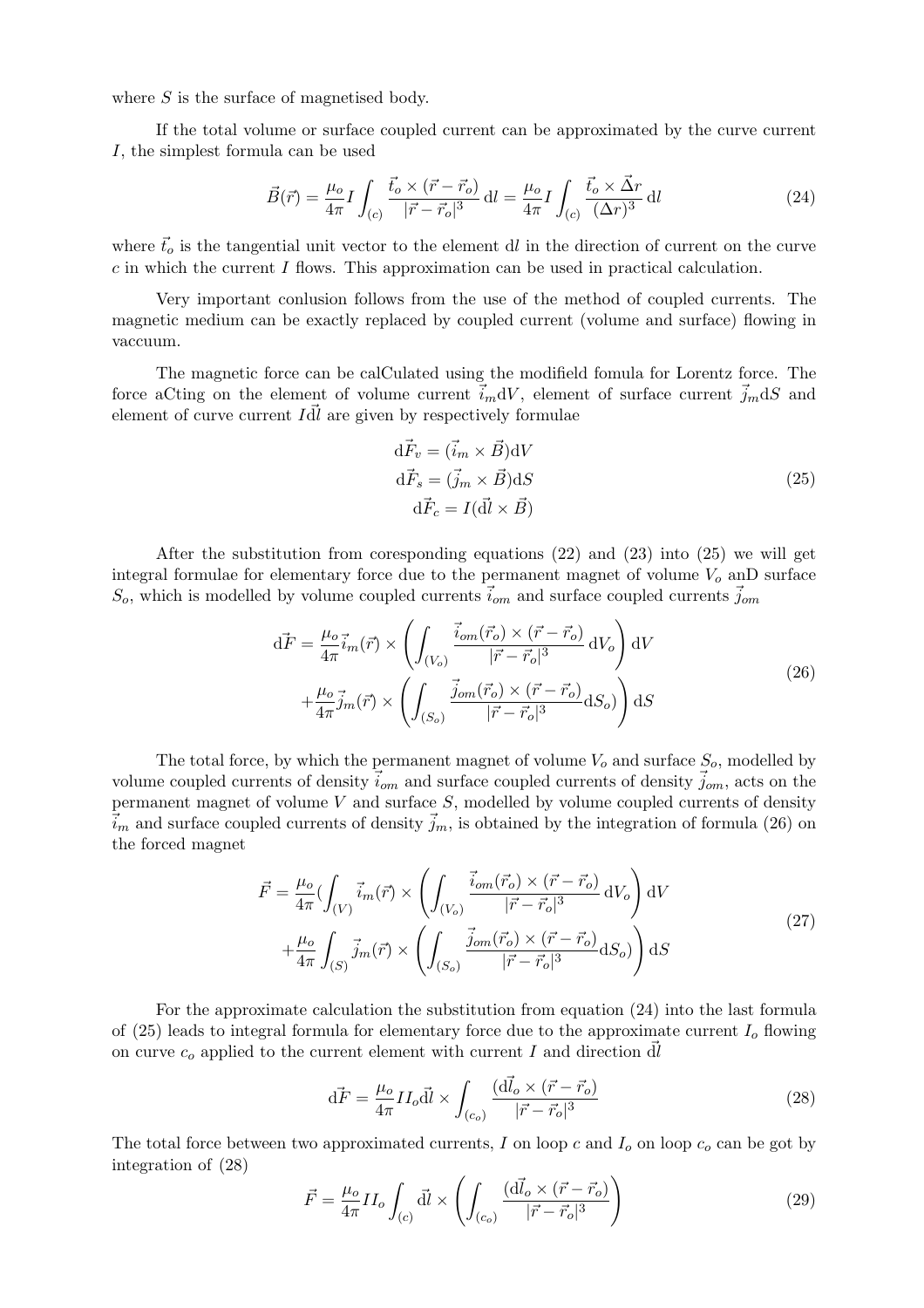where $S$ is the surface of magnetised body.

If the total volume or surface coupled current can be approximated by the curve current $I$, the simplest formula can be used

$$\vec{B}(\vec{r}) = \frac{\mu_o}{4\pi} I \int_{(c)} \frac{\vec{t}_o \times (\vec{r} - \vec{r}_o)}{|\vec{r} - \vec{r}_o|^3} \, \mathrm{d}l = \frac{\mu_o}{4\pi} I \int_{(c)} \frac{\vec{t}_o \times \vec{\Delta} r}{(\Delta r)^3} \, \mathrm{d}l \tag{24}$$

where $\vec{t}_o$ is the tangential unit vector to the element $\mathrm{d}l$ in the direction of current on the curve $c$ in which the current $I$ flows. This approximation can be used in practical calculation.

Very important conlusion follows from the use of the method of coupled currents. The magnetic medium can be exactly replaced by coupled current (volume and surface) flowing in vaccuum.

The magnetic force can be calCulated using the modifield fomula for Lorentz force. The force aCting on the element of volume current $\vec{i}_m \mathrm{d}V$, element of surface current $\vec{j}_m \mathrm{d}S$ and element of curve current $I\vec{\mathrm{d}l}$ are given by respectively formulae

$$\begin{aligned}
\mathrm{d}\vec{F}_v &= (\vec{i}_m \times \vec{B}) \mathrm{d}V \\
\mathrm{d}\vec{F}_s &= (\vec{j}_m \times \vec{B}) \mathrm{d}S \\
\mathrm{d}\vec{F}_c &= I(\vec{\mathrm{d}l} \times \vec{B})
\end{aligned} \tag{25}$$

After the substitution from coresponding equations (22) and (23) into (25) we will get integral formulae for elementary force due to the permanent magnet of volume $V_o$ anD surface $S_o$, which is modelled by volume coupled currents $\vec{i}_{om}$ and surface coupled currents $\vec{j}_{om}$

$$\begin{aligned}
\mathrm{d}\vec{F} &= \frac{\mu_o}{4\pi} \vec{i}_m(\vec{r}) \times \left( \int_{(V_o)} \frac{\vec{i}_{om}(\vec{r}_o) \times (\vec{r} - \vec{r}_o)}{|\vec{r} - \vec{r}_o|^3} \, \mathrm{d}V_o \right) \mathrm{d}V \\
&+ \frac{\mu_o}{4\pi} \vec{j}_m(\vec{r}) \times \left( \int_{(S_o)} \frac{\vec{j}_{om}(\vec{r}_o) \times (\vec{r} - \vec{r}_o)}{|\vec{r} - \vec{r}_o|^3} \mathrm{d}S_o) \right) \mathrm{d}S
\end{aligned} \tag{26}$$

The total force, by which the permanent magnet of volume $V_o$ and surface $S_o$, modelled by volume coupled currents of density $\vec{i}_{om}$ and surface coupled currents of density $\vec{j}_{om}$, acts on the permanent magnet of volume $V$ and surface $S$, modelled by volume coupled currents of density $\vec{i}_m$ and surface coupled currents of density $\vec{j}_m$, is obtained by the integration of formula (26) on the forced magnet

$$\begin{aligned}
\vec{F} &= \frac{\mu_o}{4\pi} ( \int_{(V)} \vec{i}_m(\vec{r}) \times \left( \int_{(V_o)} \frac{\vec{i}_{om}(\vec{r}_o) \times (\vec{r} - \vec{r}_o)}{|\vec{r} - \vec{r}_o|^3} \, \mathrm{d}V_o \right) \mathrm{d}V \\
&+ \frac{\mu_o}{4\pi} \int_{(S)} \vec{j}_m(\vec{r}) \times \left( \int_{(S_o)} \frac{\vec{j}_{om}(\vec{r}_o) \times (\vec{r} - \vec{r}_o)}{|\vec{r} - \vec{r}_o|^3} \mathrm{d}S_o) \right) \mathrm{d}S
\end{aligned} \tag{27}$$

For the approximate calculation the substitution from equation (24) into the last formula of (25) leads to integral formula for elementary force due to the approximate current $I_o$ flowing on curve $c_o$ applied to the current element with current $I$ and direction $\vec{\mathrm{d}l}$

$$\mathrm{d}\vec{F} = \frac{\mu_o}{4\pi} I I_o \vec{\mathrm{d}l} \times \int_{(c_o)} \frac{(\vec{\mathrm{d}l}_o \times (\vec{r} - \vec{r}_o)}{|\vec{r} - \vec{r}_o|^3} \tag{28}$$

The total force between two approximated currents, $I$ on loop $c$ and $I_o$ on loop $c_o$ can be got by integration of (28)

$$\vec{F} = \frac{\mu_o}{4\pi} I I_o \int_{(c)} \vec{\mathrm{d}l} \times \left( \int_{(c_o)} \frac{(\vec{\mathrm{d}l}_o \times (\vec{r} - \vec{r}_o)}{|\vec{r} - \vec{r}_o|^3} \right) \tag{29}$$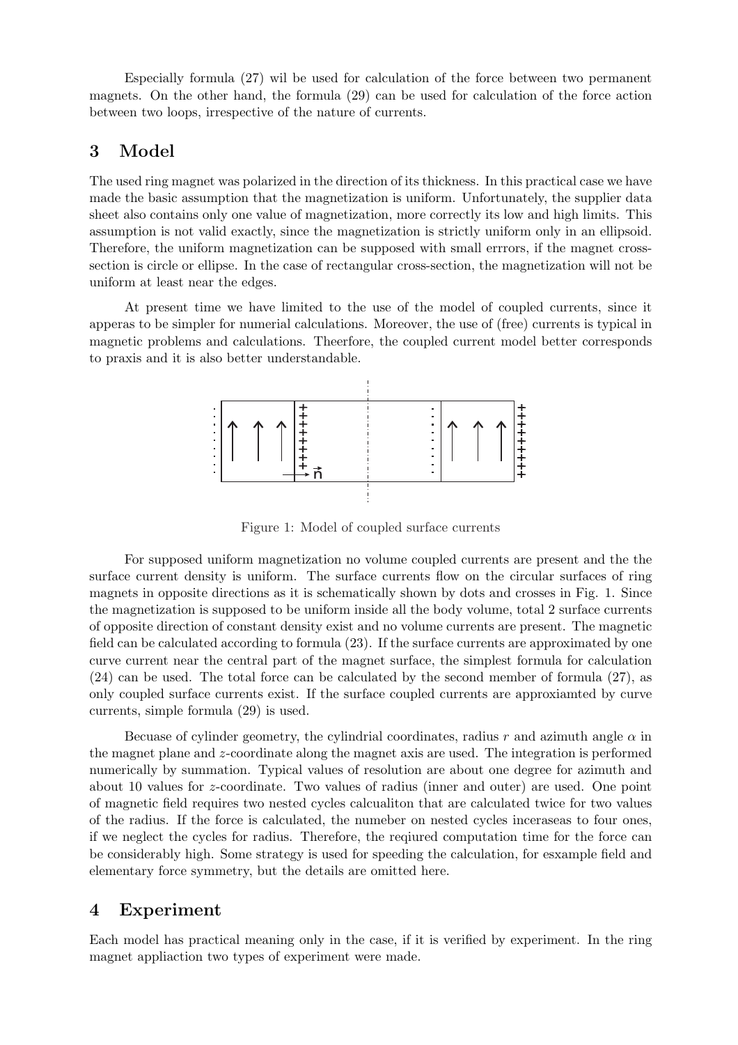Especially formula (27) wil be used for calculation of the force between two permanent magnets. On the other hand, the formula (29) can be used for calculation of the force action between two loops, irrespective of the nature of currents.

# 3 Model

The used ring magnet was polarized in the direction of its thickness. In this practical case we have made the basic assumption that the magnetization is uniform. Unfortunately, the supplier data sheet also contains only one value of magnetization, more correctly its low and high limits. This assumption is not valid exactly, since the magnetization is strictly uniform only in an ellipsoid. Therefore, the uniform magnetization can be supposed with small errrors, if the magnet cross-section is circle or ellipse. In the case of rectangular cross-section, the magnetization will not be uniform at least near the edges.

At present time we have limited to the use of the model of coupled currents, since it apperas to be simpler for numerial calculations. Moreover, the use of (free) currents is typical in magnetic problems and calculations. Theerfore, the coupled current model better corresponds to praxis and it is also better understandable.

$\vec{n}$

Figure 1: Model of coupled surface currents

For supposed uniform magnetization no volume coupled currents are present and the the surface current density is uniform. The surface currents flow on the circular surfaces of ring magnets in opposite directions as it is schematically shown by dots and crosses in Fig. 1. Since the magnetization is supposed to be uniform inside all the body volume, total 2 surface currents of opposite direction of constant density exist and no volume currents are present. The magnetic field can be calculated according to formula (23). If the surface currents are approximated by one curve current near the central part of the magnet surface, the simplest formula for calculation (24) can be used. The total force can be calculated by the second member of formula (27), as only coupled surface currents exist. If the surface coupled currents are approxiamted by curve currents, simple formula (29) is used.

Becuase of cylinder geometry, the cylindrial coordinates, radius $r$ and azimuth angle $\alpha$ in the magnet plane and $z$-coordinate along the magnet axis are used. The integration is performed numerically by summation. Typical values of resolution are about one degree for azimuth and about 10 values for $z$-coordinate. Two values of radius (inner and outer) are used. One point of magnetic field requires two nested cycles calcualiton that are calculated twice for two values of the radius. If the force is calculated, the numeber on nested cycles inceraseas to four ones, if we neglect the cycles for radius. Therefore, the reqiured computation time for the force can be considerably high. Some strategy is used for speeding the calculation, for esxample field and elementary force symmetry, but the details are omitted here.

# 4 Experiment

Each model has practical meaning only in the case, if it is verified by experiment. In the ring magnet appliaction two types of experiment were made.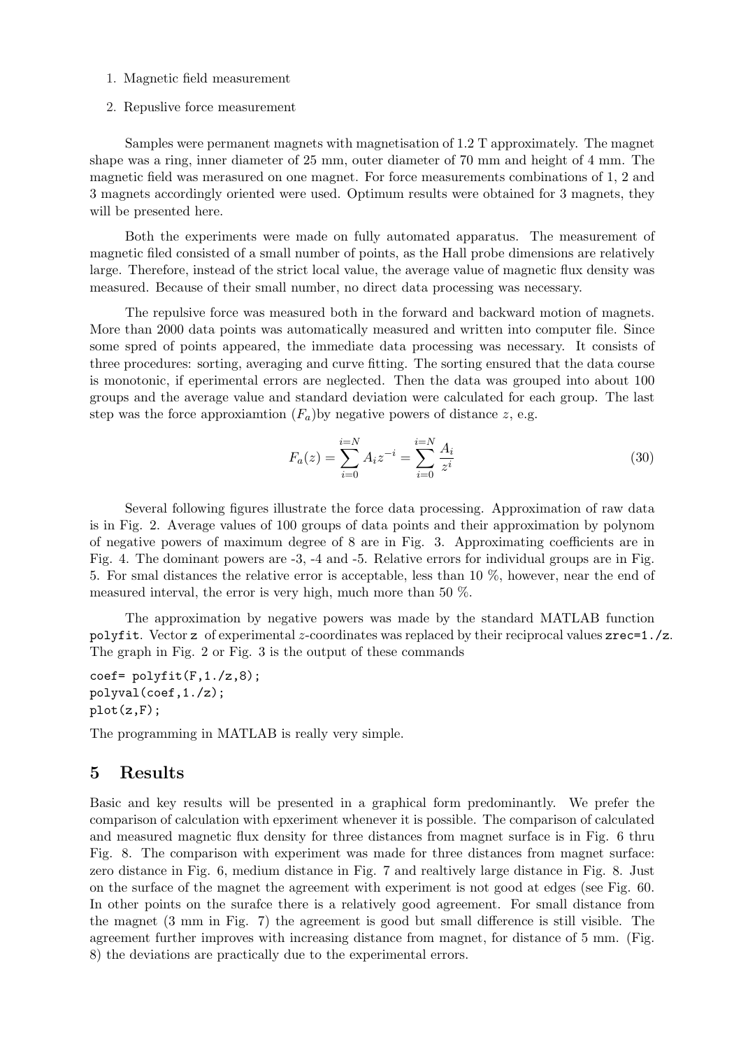1. Magnetic field measurement
2. Repuslive force measurement

Samples were permanent magnets with magnetisation of 1.2 T approximately. The magnet shape was a ring, inner diameter of 25 mm, outer diameter of 70 mm and height of 4 mm. The magnetic field was merasured on one magnet. For force measurements combinations of 1, 2 and 3 magnets accordingly oriented were used. Optimum results were obtained for 3 magnets, they will be presented here.

Both the experiments were made on fully automated apparatus. The measurement of magnetic filed consisted of a small number of points, as the Hall probe dimensions are relatively large. Therefore, instead of the strict local value, the average value of magnetic flux density was measured. Because of their small number, no direct data processing was necessary.

The repulsive force was measured both in the forward and backward motion of magnets. More than 2000 data points was automatically measured and written into computer file. Since some spred of points appeared, the immediate data processing was necessary. It consists of three procedures: sorting, averaging and curve fitting. The sorting ensured that the data course is monotonic, if eperimental errors are neglected. Then the data was grouped into about 100 groups and the average value and standard deviation were calculated for each group. The last step was the force approxiamtion ($F_a$)by negative powers of distance $z$, e.g.

$$F_a(z) = \sum_{i=0}^{i=N} A_i z^{-i} = \sum_{i=0}^{i=N} \frac{A_i}{z^i} \tag{30}$$

Several following figures illustrate the force data processing. Approximation of raw data is in Fig. 2. Average values of 100 groups of data points and their approximation by polynom of negative powers of maximum degree of 8 are in Fig. 3. Approximating coefficients are in Fig. 4. The dominant powers are -3, -4 and -5. Relative errors for individual groups are in Fig. 5. For smal distances the relative error is acceptable, less than 10 %, however, near the end of measured interval, the error is very high, much more than 50 %.

The approximation by negative powers was made by the standard MATLAB function `polyfit`. Vector `z` of experimental $z$-coordinates was replaced by their reciprocal values `zrec=1./z`. The graph in Fig. 2 or Fig. 3 is the output of these commands

```
coef= polyfit(F,1./z,8);
polyval(coef,1./z);
plot(z,F);
```

The programming in MATLAB is really very simple.

## 5 Results

Basic and key results will be presented in a graphical form predominantly. We prefer the comparison of calculation with epxeriment whenever it is possible. The comparison of calculated and measured magnetic flux density for three distances from magnet surface is in Fig. 6 thru Fig. 8. The comparison with experiment was made for three distances from magnet surface: zero distance in Fig. 6, medium distance in Fig. 7 and realtively large distance in Fig. 8. Just on the surface of the magnet the agreement with experiment is not good at edges (see Fig. 60. In other points on the surafce there is a relatively good agreement. For small distance from the magnet (3 mm in Fig. 7) the agreement is good but small difference is still visible. The agreement further improves with increasing distance from magnet, for distance of 5 mm. (Fig. 8) the deviations are practically due to the experimental errors.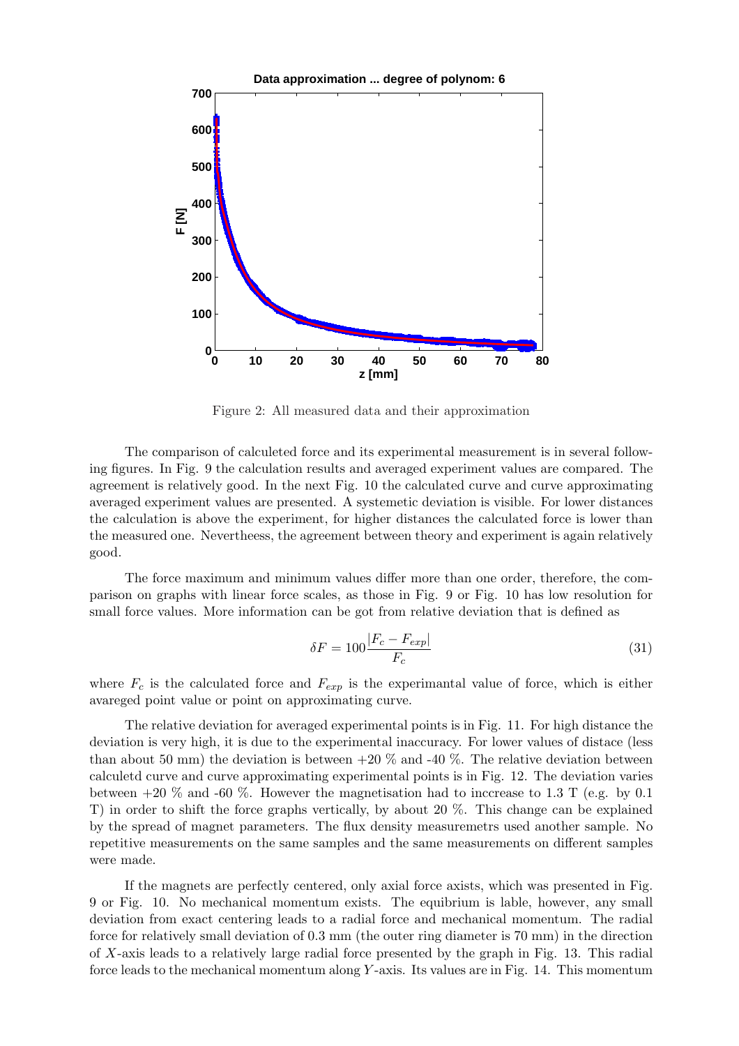Data approximation ... degree of polynom: 6

F [N]

700
600
500
400
300
200
100
0

0 10 20 30 40 50 60 70 80

z [mm]

Figure 2: All measured data and their approximation

The comparison of calculeted force and its experimental measurement is in several following figures. In Fig. 9 the calculation results and averaged experiment values are compared. The agreement is relatively good. In the next Fig. 10 the calculated curve and curve approximating averaged experiment values are presented. A systemetic deviation is visible. For lower distances the calculation is above the experiment, for higher distances the calculated force is lower than the measured one. Nevertheess, the agreement between theory and experiment is again relatively good.

The force maximum and minimum values differ more than one order, therefore, the comparison on graphs with linear force scales, as those in Fig. 9 or Fig. 10 has low resolution for small force values. More information can be got from relative deviation that is defined as

$$\delta F = 100 \frac{|F_c - F_{exp}|}{F_c} \tag{31}$$

where $F_c$ is the calculated force and $F_{exp}$ is the experimantal value of force, which is either avareged point value or point on approximating curve.

The relative deviation for averaged experimental points is in Fig. 11. For high distance the deviation is very high, it is due to the experimental inaccuracy. For lower values of distace (less than about 50 mm) the deviation is between +20 % and -40 %. The relative deviation between calculetd curve and curve approximating experimental points is in Fig. 12. The deviation varies between +20 % and -60 %. However the magnetisation had to inccrease to 1.3 T (e.g. by 0.1 T) in order to shift the force graphs vertically, by about 20 %. This change can be explained by the spread of magnet parameters. The flux density measuremetrs used another sample. No repetitive measurements on the same samples and the same measurements on different samples were made.

If the magnets are perfectly centered, only axial force axists, which was presented in Fig. 9 or Fig. 10. No mechanical momentum exists. The equibrium is lable, however, any small deviation from exact centering leads to a radial force and mechanical momentum. The radial force for relatively small deviation of 0.3 mm (the outer ring diameter is 70 mm) in the direction of $X$-axis leads to a relatively large radial force presented by the graph in Fig. 13. This radial force leads to the mechanical momentum along $Y$-axis. Its values are in Fig. 14. This momentum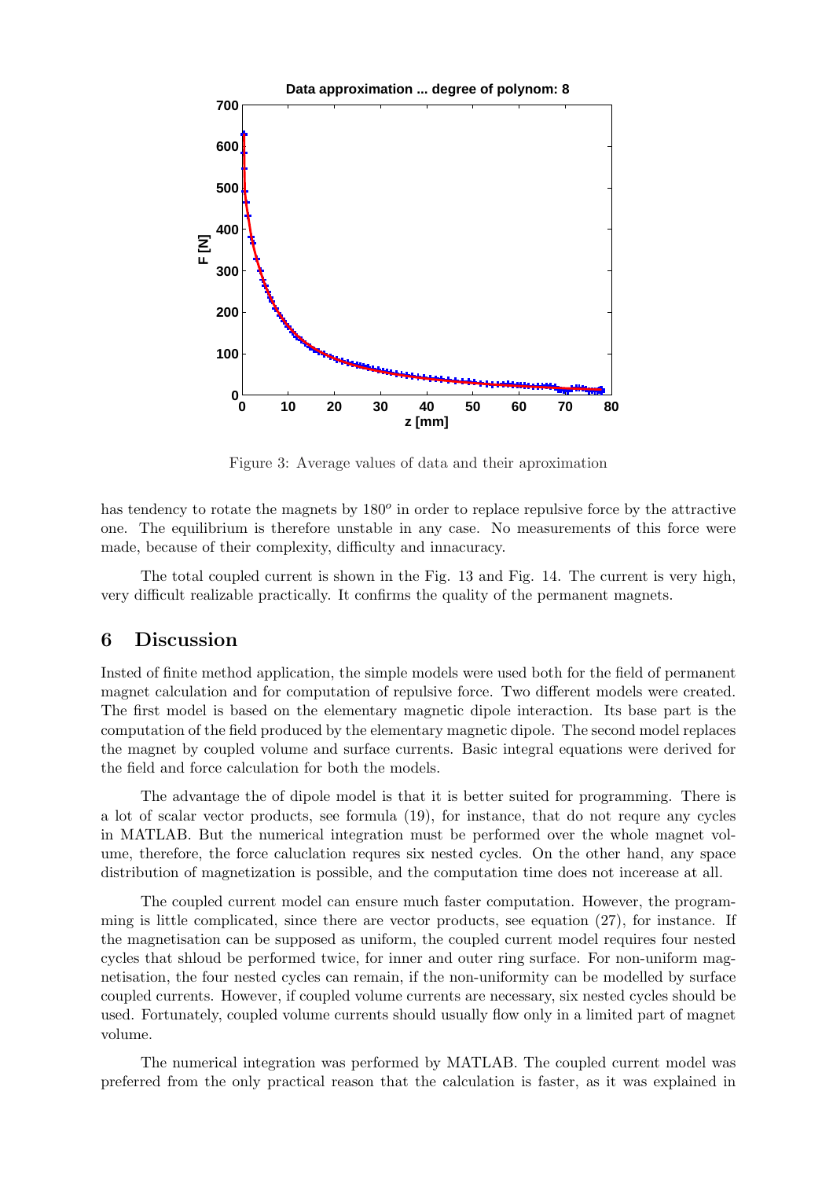Data approximation ... degree of polynom: 8

F [N]

700
600
500
400
300
200
100
0

0 10 20 30 40 50 60 70 80

z [mm]

Figure 3: Average values of data and their aproximation

has tendency to rotate the magnets by $180^o$ in order to replace repulsive force by the attractive one. The equilibrium is therefore unstable in any case. No measurements of this force were made, because of their complexity, difficulty and innacuracy.

The total coupled current is shown in the Fig. 13 and Fig. 14. The current is very high, very difficult realizable practically. It confirms the quality of the permanent magnets.

## 6 Discussion

Insted of finite method application, the simple models were used both for the field of permanent magnet calculation and for computation of repulsive force. Two different models were created. The first model is based on the elementary magnetic dipole interaction. Its base part is the computation of the field produced by the elementary magnetic dipole. The second model replaces the magnet by coupled volume and surface currents. Basic integral equations were derived for the field and force calculation for both the models.

The advantage the of dipole model is that it is better suited for programming. There is a lot of scalar vector products, see formula (19), for instance, that do not requre any cycles in MATLAB. But the numerical integration must be performed over the whole magnet volume, therefore, the force caluclation requres six nested cycles. On the other hand, any space distribution of magnetization is possible, and the computation time does not incerease at all.

The coupled current model can ensure much faster computation. However, the programming is little complicated, since there are vector products, see equation (27), for instance. If the magnetisation can be supposed as uniform, the coupled current model requires four nested cycles that shloud be performed twice, for inner and outer ring surface. For non-uniform magnetisation, the four nested cycles can remain, if the non-uniformity can be modelled by surface coupled currents. However, if coupled volume currents are necessary, six nested cycles should be used. Fortunately, coupled volume currents should usually flow only in a limited part of magnet volume.

The numerical integration was performed by MATLAB. The coupled current model was preferred from the only practical reason that the calculation is faster, as it was explained in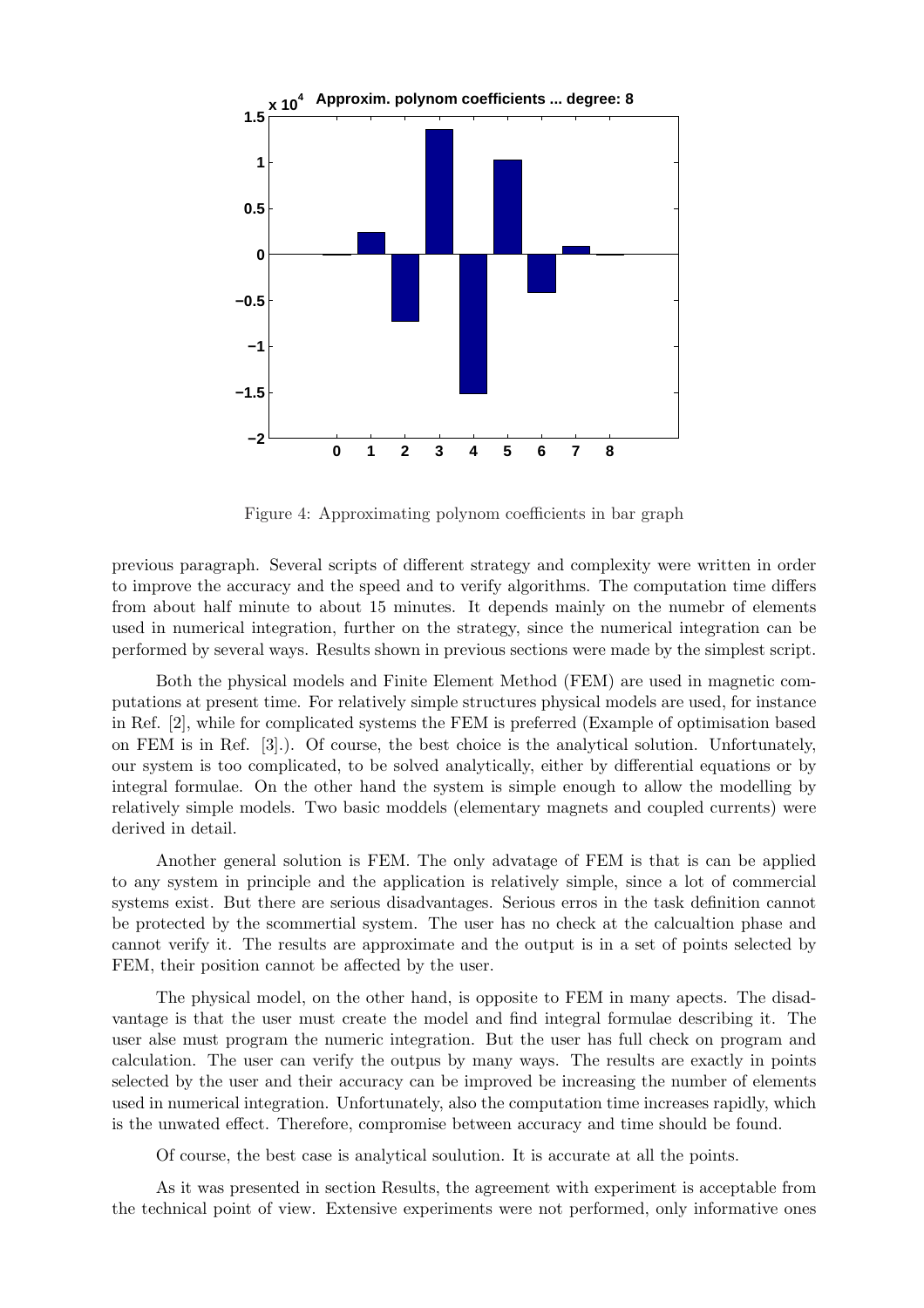x 10^4 Approxim. polynom coefficients ... degree: 8

1.5
1
0.5
0
−0.5
−1
−1.5
−2

0 1 2 3 4 5 6 7 8

Figure 4: Approximating polynom coefficients in bar graph

previous paragraph. Several scripts of different strategy and complexity were written in order to improve the accuracy and the speed and to verify algorithms. The computation time differs from about half minute to about 15 minutes. It depends mainly on the numebr of elements used in numerical integration, further on the strategy, since the numerical integration can be performed by several ways. Results shown in previous sections were made by the simplest script.

Both the physical models and Finite Element Method (FEM) are used in magnetic computations at present time. For relatively simple structures physical models are used, for instance in Ref. [2], while for complicated systems the FEM is preferred (Example of optimisation based on FEM is in Ref. [3].). Of course, the best choice is the analytical solution. Unfortunately, our system is too complicated, to be solved analytically, either by differential equations or by integral formulae. On the other hand the system is simple enough to allow the modelling by relatively simple models. Two basic moddels (elementary magnets and coupled currents) were derived in detail.

Another general solution is FEM. The only advatage of FEM is that is can be applied to any system in principle and the application is relatively simple, since a lot of commercial systems exist. But there are serious disadvantages. Serious erros in the task definition cannot be protected by the scommertial system. The user has no check at the calcualtion phase and cannot verify it. The results are approximate and the output is in a set of points selected by FEM, their position cannot be affected by the user.

The physical model, on the other hand, is opposite to FEM in many apects. The disadvantage is that the user must create the model and find integral formulae describing it. The user alse must program the numeric integration. But the user has full check on program and calculation. The user can verify the outpus by many ways. The results are exactly in points selected by the user and their accuracy can be improved be increasing the number of elements used in numerical integration. Unfortunately, also the computation time increases rapidly, which is the unwated effect. Therefore, compromise between accuracy and time should be found.

Of course, the best case is analytical soulution. It is accurate at all the points.

As it was presented in section Results, the agreement with experiment is acceptable from the technical point of view. Extensive experiments were not performed, only informative ones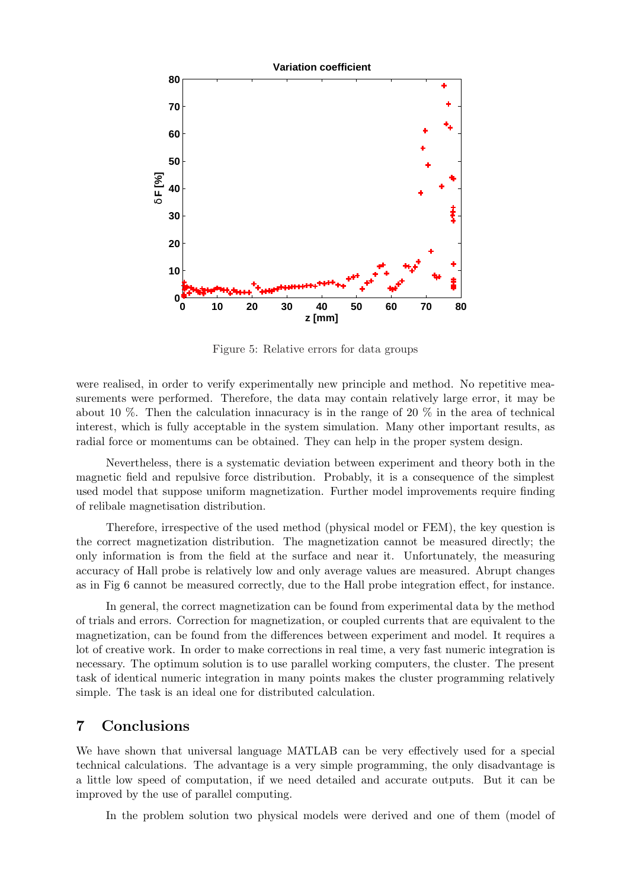Variation coefficient

80
70
60
50
40
30
20
10
0

δ F [%]

0 10 20 30 40 50 60 70 80

z [mm]

Figure 5: Relative errors for data groups

were realised, in order to verify experimentally new principle and method. No repetitive measurements were performed. Therefore, the data may contain relatively large error, it may be about 10 %. Then the calculation innacuracy is in the range of 20 % in the area of technical interest, which is fully acceptable in the system simulation. Many other important results, as radial force or momentums can be obtained. They can help in the proper system design.

Nevertheless, there is a systematic deviation between experiment and theory both in the magnetic field and repulsive force distribution. Probably, it is a consequence of the simplest used model that suppose uniform magnetization. Further model improvements require finding of relibale magnetisation distribution.

Therefore, irrespective of the used method (physical model or FEM), the key question is the correct magnetization distribution. The magnetization cannot be measured directly; the only information is from the field at the surface and near it. Unfortunately, the measuring accuracy of Hall probe is relatively low and only average values are measured. Abrupt changes as in Fig 6 cannot be measured correctly, due to the Hall probe integration effect, for instance.

In general, the correct magnetization can be found from experimental data by the method of trials and errors. Correction for magnetization, or coupled currents that are equivalent to the magnetization, can be found from the differences between experiment and model. It requires a lot of creative work. In order to make corrections in real time, a very fast numeric integration is necessary. The optimum solution is to use parallel working computers, the cluster. The present task of identical numeric integration in many points makes the cluster programming relatively simple. The task is an ideal one for distributed calculation.

## 7 Conclusions

We have shown that universal language MATLAB can be very effectively used for a special technical calculations. The advantage is a very simple programming, the only disadvantage is a little low speed of computation, if we need detailed and accurate outputs. But it can be improved by the use of parallel computing.

In the problem solution two physical models were derived and one of them (model of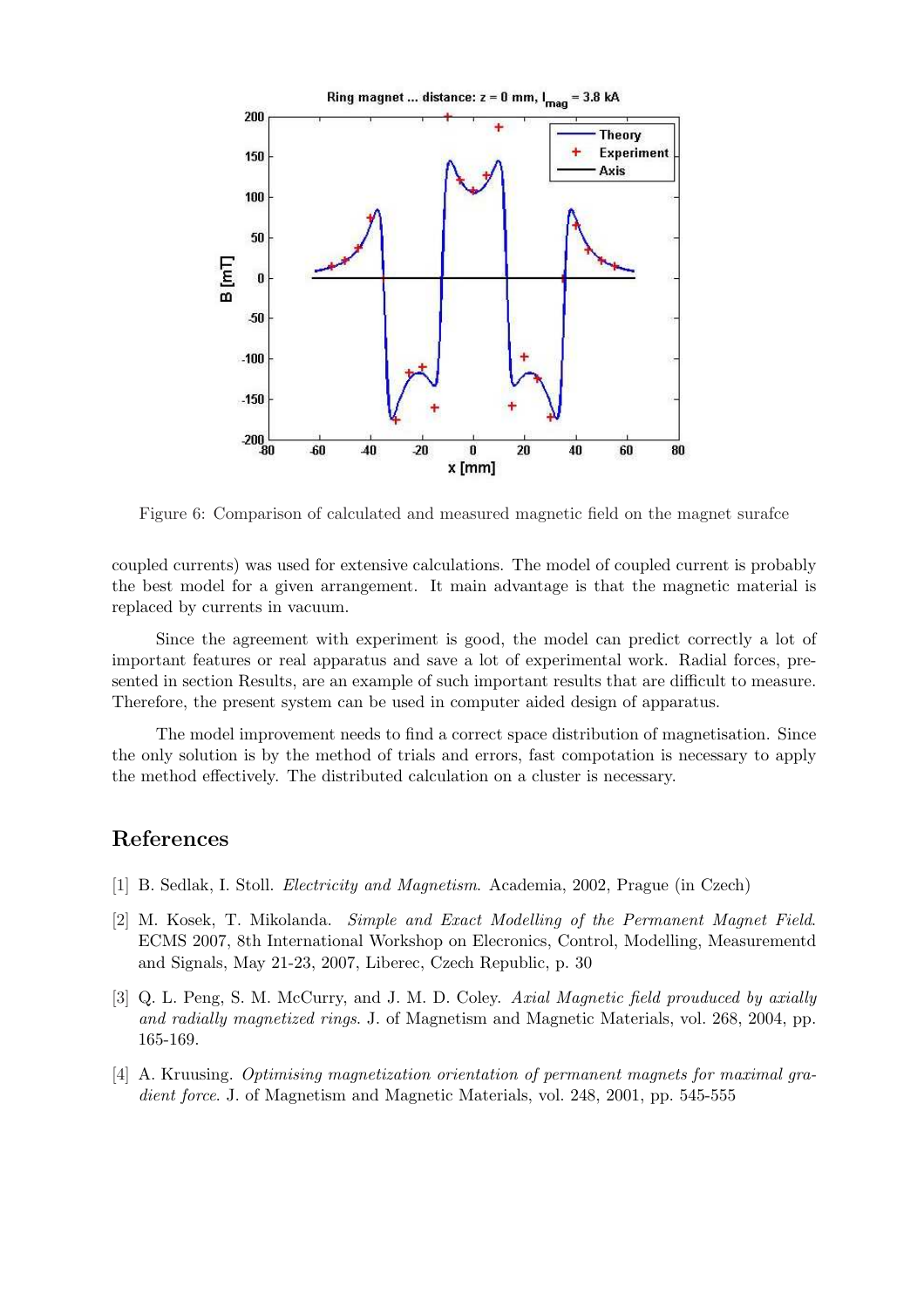Ring magnet ... distance: z = 0 mm, $I_{mag}$ = 3.8 kA

Theory
Experiment
Axis

B [mT]

200
150
100
50
0
-50
-100
-150
-200

-80 -60 -40 -20 0 20 40 60 80

x [mm]

Figure 6: Comparison of calculated and measured magnetic field on the magnet surafce

coupled currents) was used for extensive calculations. The model of coupled current is probably the best model for a given arrangement. It main advantage is that the magnetic material is replaced by currents in vacuum.

Since the agreement with experiment is good, the model can predict correctly a lot of important features or real apparatus and save a lot of experimental work. Radial forces, presented in section Results, are an example of such important results that are difficult to measure. Therefore, the present system can be used in computer aided design of apparatus.

The model improvement needs to find a correct space distribution of magnetisation. Since the only solution is by the method of trials and errors, fast compotation is necessary to apply the method effectively. The distributed calculation on a cluster is necessary.

## References

[1] B. Sedlak, I. Stoll. *Electricity and Magnetism*. Academia, 2002, Prague (in Czech)

[2] M. Kosek, T. Mikolanda. *Simple and Exact Modelling of the Permanent Magnet Field*. ECMS 2007, 8th International Workshop on Elecronics, Control, Modelling, Measurementd and Signals, May 21-23, 2007, Liberec, Czech Republic, p. 30

[3] Q. L. Peng, S. M. McCurry, and J. M. D. Coley. *Axial Magnetic field prouduced by axially and radially magnetized rings*. J. of Magnetism and Magnetic Materials, vol. 268, 2004, pp. 165-169.

[4] A. Kruusing. *Optimising magnetization orientation of permanent magnets for maximal gradient force*. J. of Magnetism and Magnetic Materials, vol. 248, 2001, pp. 545-555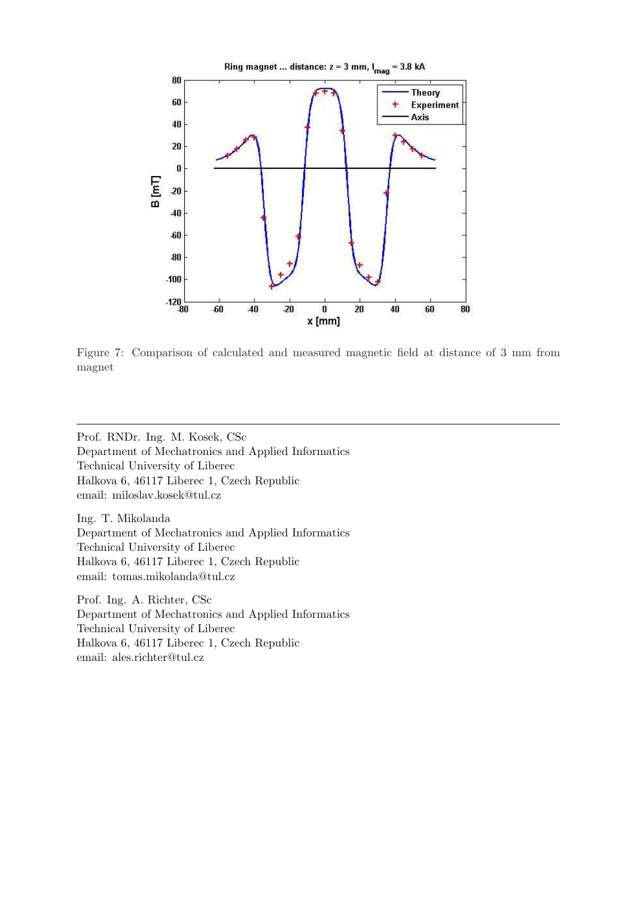Figure 7: Comparison of calculated and measured magnetic field at distance of 3 mm from magnet

---

Prof. RNDr. Ing. M. Kosek, CSc
Department of Mechatronics and Applied Informatics
Technical University of Liberec
Halkova 6, 46117 Liberec 1, Czech Republic
email: miloslav.kosek@tul.cz

Ing. T. Mikolanda
Department of Mechatronics and Applied Informatics
Technical University of Liberec
Halkova 6, 46117 Liberec 1, Czech Republic
email: tomas.mikolanda@tul.cz

Prof. Ing. A. Richter, CSc
Department of Mechatronics and Applied Informatics
Technical University of Liberec
Halkova 6, 46117 Liberec 1, Czech Republic
email: ales.richter@tul.cz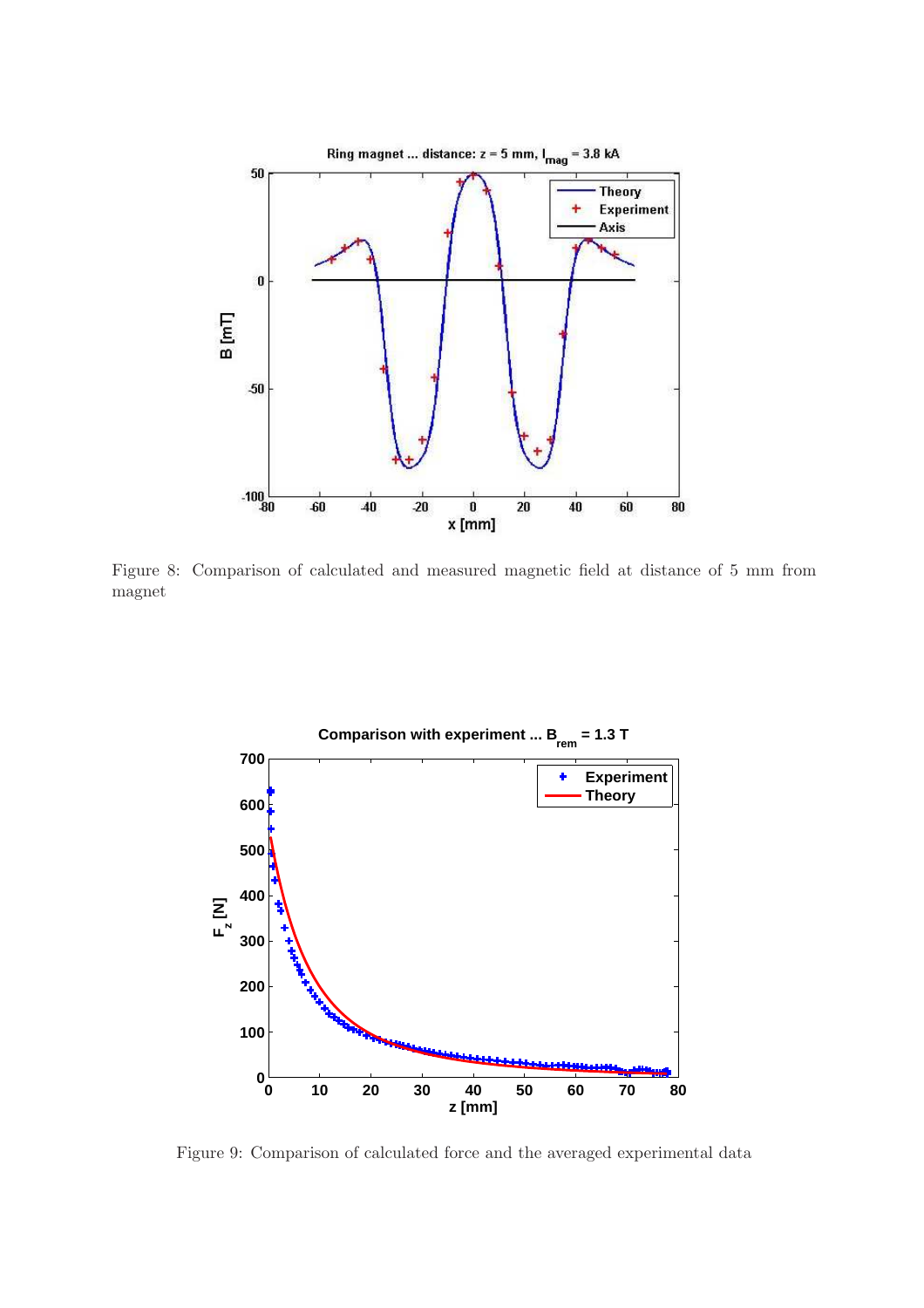Ring magnet ... distance: z = 5 mm, $I_{mag}$ = 3.8 kA

Theory
Experiment
Axis

B [mT]

x [mm]

50
0
-50
-100
-80
-60
-40
-20
0
20
40
60
80

Figure 8: Comparison of calculated and measured magnetic field at distance of 5 mm from magnet

Comparison with experiment ... $B_{rem}$ = 1.3 T

Experiment
Theory

$F_z$ [N]

z [mm]

700
600
500
400
300
200
100
0
0
10
20
30
40
50
60
70
80

Figure 9: Comparison of calculated force and the averaged experimental data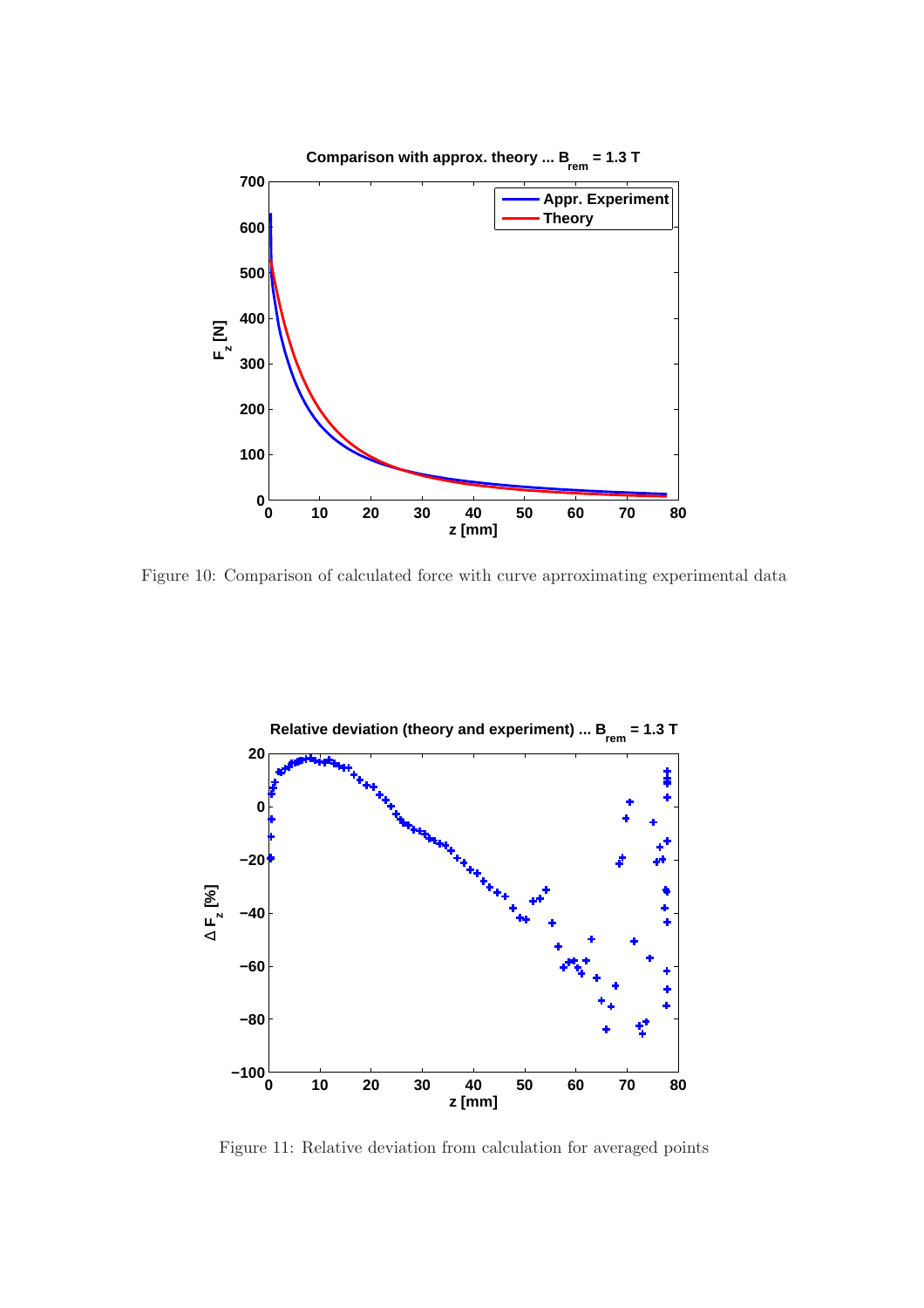Comparison with approx. theory ... $B_{rem}$ = 1.3 T

Appr. Experiment
Theory

$F_z$ [N]

700
600
500
400
300
200
100
0

0 10 20 30 40 50 60 70 80

z [mm]

Figure 10: Comparison of calculated force with curve aprroximating experimental data

Relative deviation (theory and experiment) ... $B_{rem}$ = 1.3 T

$\Delta F_z$ [%]

20
0
−20
−40
−60
−80
−100

0 10 20 30 40 50 60 70 80

z [mm]

Figure 11: Relative deviation from calculation for averaged points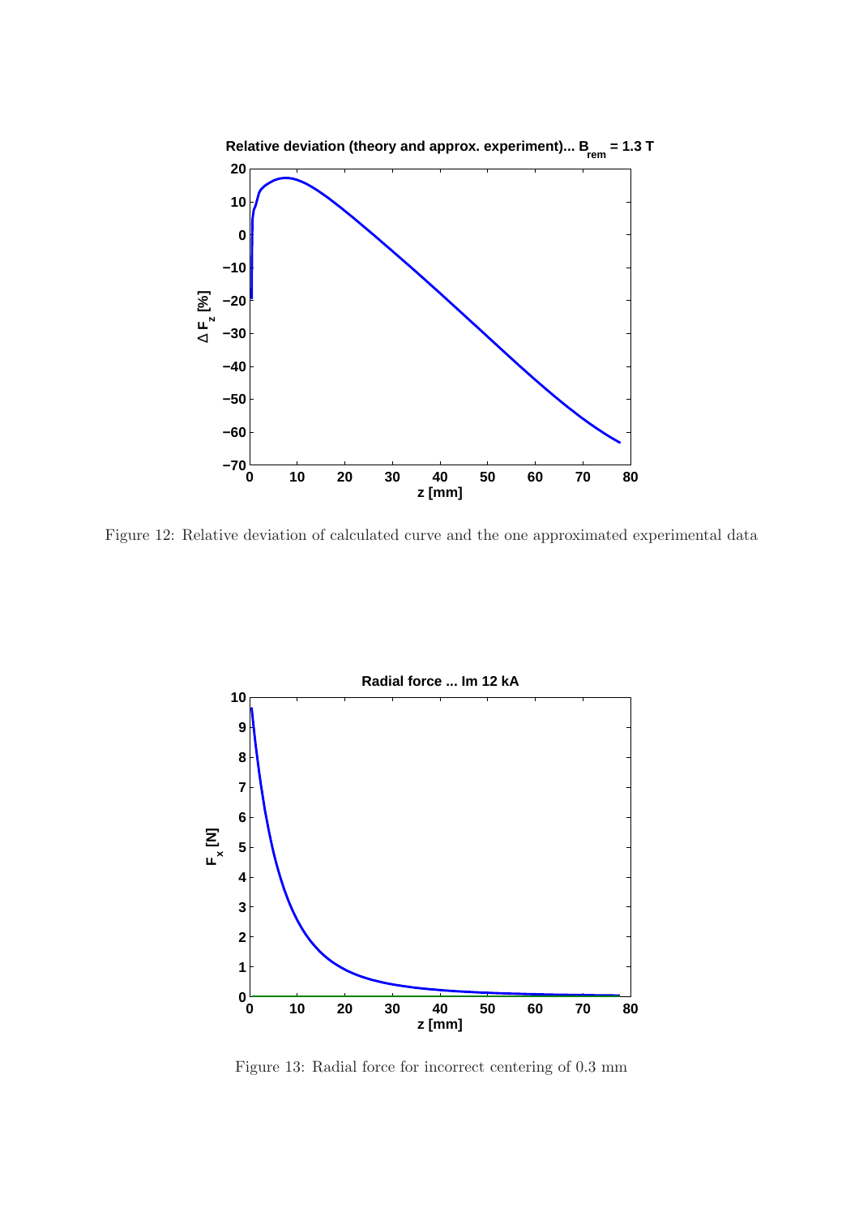Relative deviation (theory and approx. experiment)... $B_{rem}$ = 1.3 T

20
10
0
−10
−20
−30
−40
−50
−60
−70

$\Delta F_z$ [%]

0 10 20 30 40 50 60 70 80

z [mm]

Figure 12: Relative deviation of calculated curve and the one approximated experimental data

Radial force ... Im 12 kA

10
9
8
7
6
5
4
3
2
1
0

$F_x$ [N]

0 10 20 30 40 50 60 70 80

z [mm]

Figure 13: Radial force for incorrect centering of 0.3 mm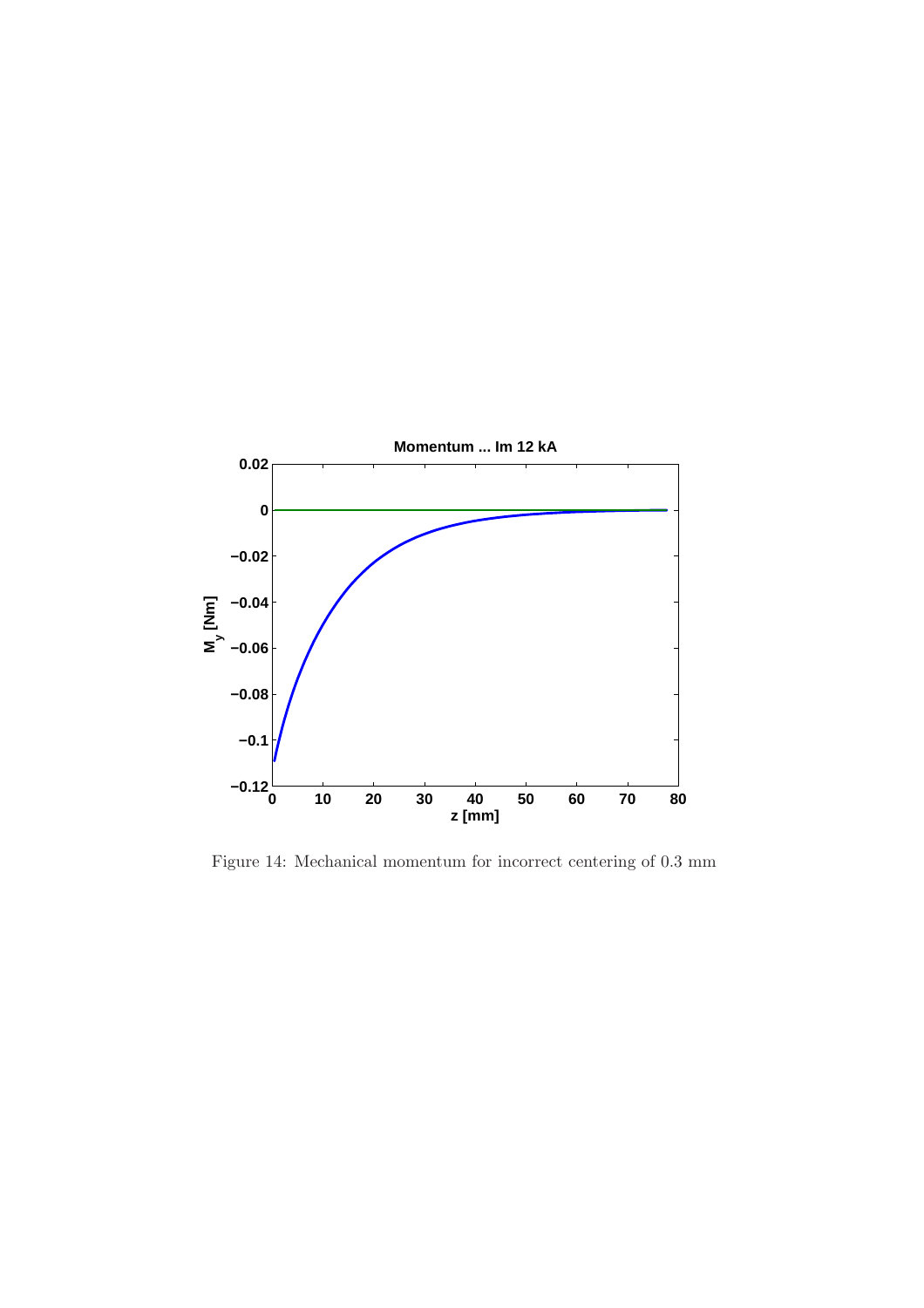Momentum ... Im 12 kA

$M_y$ [Nm]

0.02
0
−0.02
−0.04
−0.06
−0.08
−0.1
−0.12

0 10 20 30 40 50 60 70 80

z [mm]

Figure 14: Mechanical momentum for incorrect centering of 0.3 mm